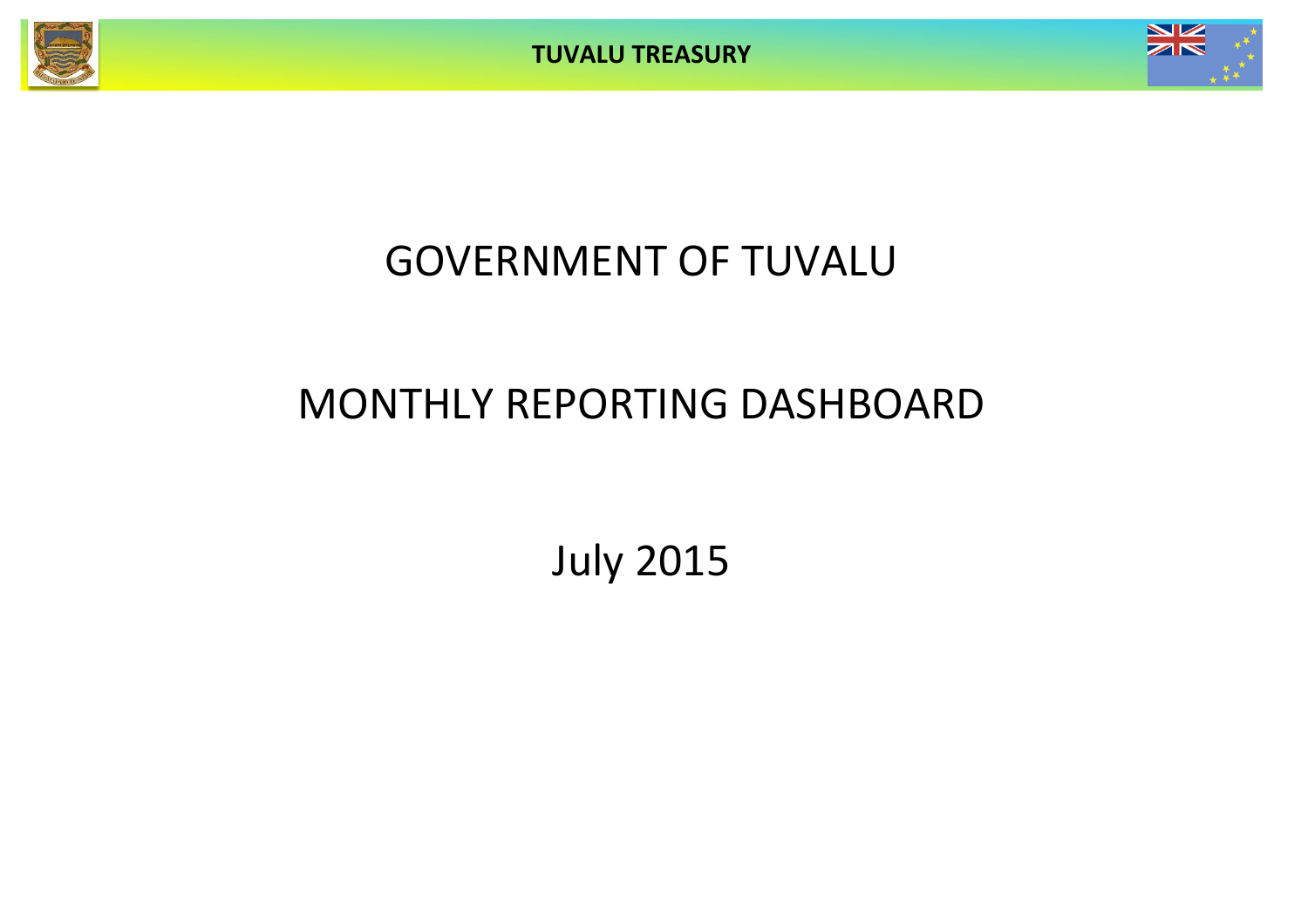# GOVERNMENT OF TUVALU

## MONTHLY REPORTING DASHBOARD

July 2015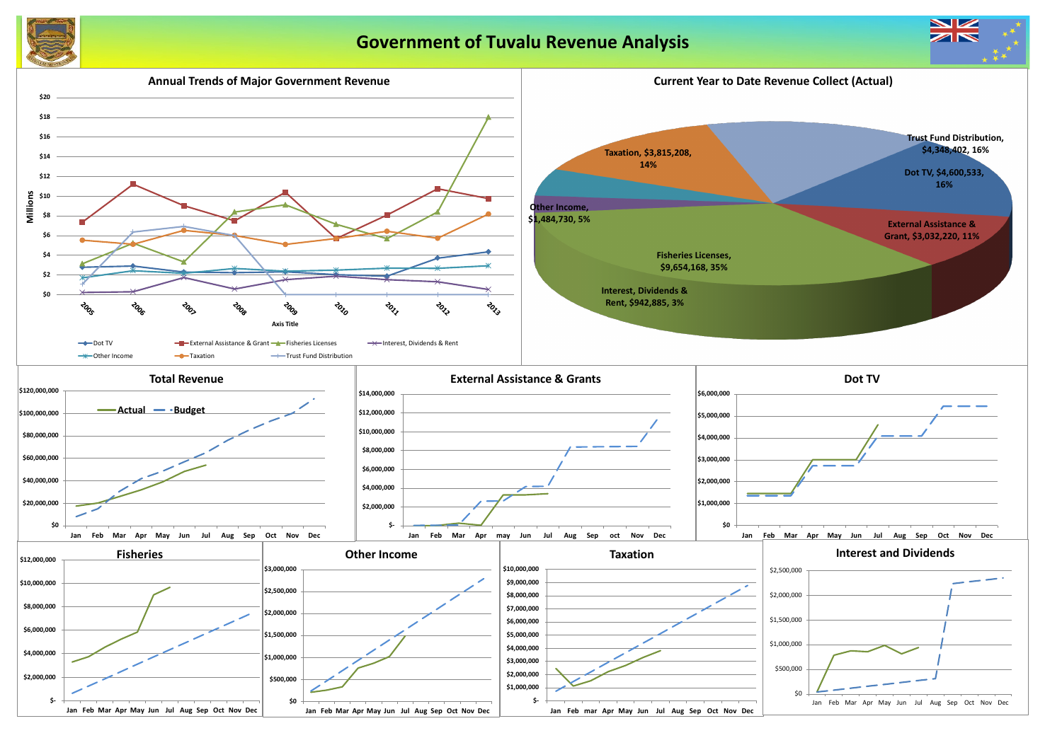# Government of Tuvalu Revenue Analysis

## Annual Trends of Major Government Revenue

Millions

$20, $18, $16, $14, $12, $10, $8, $6, $4, $2, $0

2005, 2006, 2007, 2008, 2009, 2010, 2011, 2012, 2013

Axis Title

Dot TV — External Assistance & Grant — Fisheries Licenses — Interest, Dividends & Rent — Other Income — Taxation — Trust Fund Distribution

## Current Year to Date Revenue Collect (Actual)

- Trust Fund Distribution, $4,348,402, 16%
- Dot TV, $4,600,533, 16%
- External Assistance & Grant, $3,032,220, 11%
- Fisheries Licenses, $9,654,168, 35%
- Interest, Dividends & Rent, $942,885, 3%
- Other Income, $1,484,730, 5%
- Taxation, $3,815,208, 14%

## Total Revenue

Actual — Budget

$120,000,000, $100,000,000, $80,000,000, $60,000,000, $40,000,000, $20,000,000, $0

Jan Feb Mar Apr May Jun Jul Aug Sep Oct Nov Dec

## External Assistance & Grants

$14,000,000, $12,000,000, $10,000,000, $8,000,000, $6,000,000, $4,000,000, $2,000,000, $-

Jan Feb Mar Apr may Jun Jul Aug Sep oct Nov Dec

## Dot TV

$6,000,000, $5,000,000, $4,000,000, $3,000,000, $2,000,000, $1,000,000, $0

Jan Feb Mar Apr May Jun Jul Aug Sep Oct Nov Dec

## Fisheries

$12,000,000, $10,000,000, $8,000,000, $6,000,000, $4,000,000, $2,000,000, $-

Jan Feb Mar Apr May Jun Jul Aug Sep Oct Nov Dec

## Other Income

$3,000,000, $2,500,000, $2,000,000, $1,500,000, $1,000,000, $500,000, $0

Jan Feb Mar Apr May Jun Jul Aug Sep Oct Nov Dec

## Taxation

$10,000,000, $9,000,000, $8,000,000, $7,000,000, $6,000,000, $5,000,000, $4,000,000, $3,000,000, $2,000,000, $1,000,000, $-

Jan Feb mar Apr May Jun Jul Aug Sep Oct Nov Dec

## Interest and Dividends

$2,500,000, $2,000,000, $1,500,000, $1,000,000, $500,000, $0

Jan Feb Mar Apr May Jun Jul Aug Sep Oct Nov Dec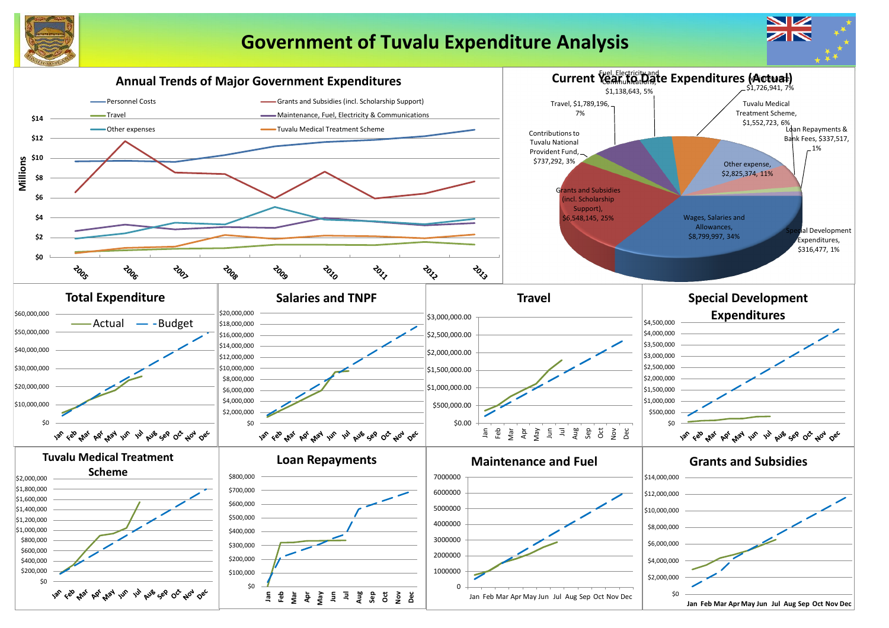# Government of Tuvalu Expenditure Analysis

## Annual Trends of Major Government Expenditures

Legend: Personnel Costs; Grants and Subsidies (incl. Scholarship Support); Travel; Maintenance, Fuel, Electricity & Communications; Other expenses; Tuvalu Medical Treatment Scheme

Y-axis: Millions ($0 – $14)

X-axis: 2005, 2006, 2007, 2008, 2009, 2010, 2011, 2012, 2013

## Current Year to Date Expenditures (Actual)

- Wages, Salaries and Allowances, $8,799,997, 34%
- Grants and Subsidies (incl. Scholarship Support), $6,548,145, 25%
- Other expense, $2,825,374, 11%
- Travel, $1,789,196, 7%
- Maintenance, $1,726,941, 7%
- Tuvalu Medical Treatment Scheme, $1,552,723, 6%
- Fuel, Electricity and Communications, $1,138,643, 5%
- Contributions to Tuvalu National Provident Fund, $737,292, 3%
- Loan Repayments & Bank Fees, $337,517, 1%
- Special Development Expenditures, $316,477, 1%

## Total Expenditure

Legend: Actual; Budget

Y-axis: $0 – $60,000,000

X-axis: Jan, Feb, Mar, Apr, May, Jun, Jul, Aug, Sep, Oct, Nov, Dec

## Salaries and TNPF

Y-axis: $0 – $20,000,000

X-axis: Jan – Dec

## Travel

Y-axis: $0.00 – $3,000,000.00

X-axis: Jan – Dec

## Special Development Expenditures

Y-axis: $0 – $4,500,000

X-axis: Jan – Dec

## Tuvalu Medical Treatment Scheme

Y-axis: $0 – $2,000,000

X-axis: Jan – Dec

## Loan Repayments

Y-axis: $0 – $800,000

X-axis: Jan – Dec

## Maintenance and Fuel

Y-axis: 0 – 7000000

X-axis: Jan – Dec

## Grants and Subsidies

Y-axis: $0 – $14,000,000

X-axis: Jan – Dec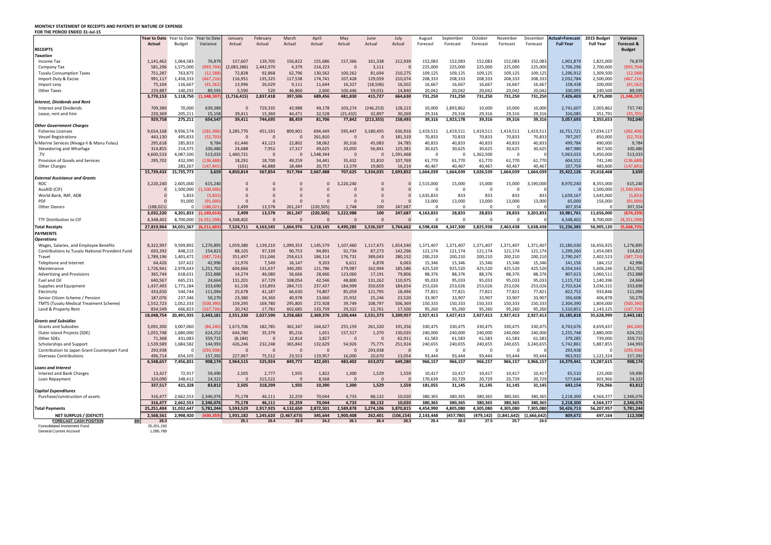**MONTHLY STATEMENT OF RECEIPTS AND PAYENTS BY NATURE OF EXPENSE**
**FOR THE PERIOD ENDED 31-Jul-15**

| | Year to Date Actual | Year to Date Budget | Year to Date Variance | January Actual | February Actual | March Actual | April Actual | May Actual | June Actual | July Actual | August Forecast | September Forecast | October Forecast | November Forecast | December Forecast | Actual+Forecast Full Year | 2015 Budget Full Year | Variance Forecast & Budget |
|---|---|---|---|---|---|---|---|---|---|---|---|---|---|---|---|---|---|---|
| **RECEIPTS** | | | | | | | | | | | | | | | | | | |
| ***Taxation*** | | | | | | | | | | | | | | | | | | |
| Income Tax | 1,141,462 | 1,064,583 | 76,879 | 157,607 | 139,705 | 156,822 | 155,686 | 157,366 | 161,338 | 212,939 | 152,083 | 152,083 | 152,083 | 152,083 | 152,083 | 1,901,879 | 1,825,000 | 76,879 |
| Company Tax | 581,296 | 1,575,000 | (993,704) | (2,083,386) | 2,442,970 | 4,379 | 214,223 | 0 | 3,111 | 0 | 225,000 | 225,000 | 225,000 | 225,000 | 225,000 | 1,706,296 | 2,700,000 | (993,704) |
| Tuvalu Consumption Taxes | 751,287 | 763,875 | (12,588) | 72,828 | 92,868 | 62,796 | 130,562 | 100,262 | 81,694 | 210,275 | 109,125 | 109,125 | 109,125 | 109,125 | 109,125 | 1,296,912 | 1,309,500 | (12,588) |
| Import Duty & Excise | 991,117 | 1,458,333 | (467,216) | 116,951 | 135,325 | 117,538 | 174,741 | 107,428 | 129,059 | 210,074 | 208,333 | 208,333 | 208,333 | 208,333 | 208,333 | 2,032,784 | 2,500,000 | (467,216) |
| Import Levy | 75,104 | 116,667 | (41,562) | 13,996 | 26,029 | 9,111 | 11,644 | 16,327 | (18,506) | 16,502 | 16,667 | 16,667 | 16,667 | 16,667 | 16,667 | 158,438 | 200,000 | (41,562) |
| Other Taxes | 229,887 | 140,292 | 89,595 | 5,590 | 520 | 46,860 | 2,600 | 100,446 | 59,031 | 14,840 | 20,042 | 20,042 | 20,042 | 20,042 | 20,042 | 330,095 | 240,500 | 89,595 |
| | 3,770,153 | 5,118,750 | (1,348,597) | (1,716,415) | 2,837,418 | 397,506 | 689,456 | 481,830 | 415,727 | 664,630 | 731,250 | 731,250 | 731,250 | 731,250 | 731,250 | 7,426,403 | 8,775,000 | (1,348,597) |
| ***Interest, Dividends and Rent*** | | | | | | | | | | | | | | | | | | |
| Interest and Dividends | 709,389 | 70,000 | 639,389 | 0 | 729,335 | 43,988 | 49,178 | 103,274 | (246,253) | 128,223 | 10,000 | 1,893,862 | 10,000 | 10,000 | 10,000 | 2,741,607 | 2,003,862 | 737,745 |
| Lease, rent and hire | 220,369 | 205,211 | 15,158 | 39,411 | 15,360 | 44,471 | 32,528 | (25,432) | 32,897 | 30,269 | 29,316 | 29,316 | 29,316 | 29,316 | 29,316 | 316,085 | 351,791 | (35,705) |
| | 929,758 | 275,211 | 654,547 | 39,411 | 744,695 | 88,459 | 81,706 | 77,842 | (213,355) | 158,493 | 39,316 | 1,923,178 | 39,316 | 39,316 | 39,316 | 3,057,693 | 2,355,653 | 702,040 |
| ***Other Government Charges*** | | | | | | | | | | | | | | | | | | |
| Fisheries Licenses | 9,654,168 | 9,936,574 | (282,406) | 3,285,770 | 451,191 | 809,901 | 694,449 | 595,447 | 3,180,495 | 636,916 | 1,419,511 | 1,419,511 | 1,419,511 | 1,419,511 | 1,419,511 | 16,751,721 | 17,034,127 | (282,406) |
| Vessel Registrations | 443,130 | 495,833 | (52,703) | 0 | 0 | 0 | 261,810 | 0 | 0 | 181,319 | 70,833 | 70,833 | 70,833 | 70,833 | 70,833 | 797,297 | 850,000 | (52,703) |
| Marine Services (Nivaga II & Manu Folau) | 295,618 | 285,833 | 9,784 | 61,446 | 43,123 | 22,802 | 58,062 | 30,316 | 45,083 | 34,785 | 40,833 | 40,833 | 40,833 | 40,833 | 40,833 | 499,784 | 490,000 | 9,784 |
| Stevedoring and Wharfage | 314,855 | 214,375 | 100,480 | 24,688 | 7,952 | 17,317 | 49,625 | 33,050 | 56,841 | 125,381 | 30,625 | 30,625 | 30,625 | 30,625 | 30,625 | 467,980 | 367,500 | 100,480 |
| .TV | 4,600,533 | 4,087,500 | 513,033 | 1,460,721 | 0 | 0 | 1,548,344 | 0 | 0 | 1,591,468 | 0 | 0 | 1,362,500 | 0 | 0 | 5,963,033 | 5,450,000 | 513,033 |
| Provision of Goods and Services | 295,702 | 432,390 | (136,688) | 18,291 | 18,700 | 49,259 | 34,441 | 35,432 | 31,810 | 107,769 | 61,770 | 61,770 | 61,770 | 61,770 | 61,770 | 604,552 | 741,240 | (136,688) |
| Other Charges | 135,426 | 283,267 | (147,841) | (101) | 46,888 | 18,484 | 20,757 | 13,379 | 19,805 | 16,214 | 40,467 | 40,467 | 40,467 | 40,467 | 40,467 | 337,759 | 485,600 | (147,841) |
| | 15,739,432 | 15,735,773 | 3,659 | 4,850,814 | 567,854 | 917,764 | 2,667,488 | 707,625 | 3,334,035 | 2,693,852 | 1,664,039 | 1,664,039 | 3,026,539 | 1,664,039 | 1,664,039 | 25,422,126 | 25,418,468 | 3,659 |
| ***External Assistance and Grants*** | | | | | | | | | | | | | | | | | | |
| ROC | 3,220,240 | 2,605,000 | 615,240 | 0 | 0 | 0 | 0 | 3,220,240 | 0 | 0 | 2,515,000 | 15,000 | 15,000 | 15,000 | 3,190,000 | 8,970,240 | 8,355,000 | 615,240 |
| AusAID (CIF) | 0 | 1,500,000 | (1,500,000) | 0 | 0 | 0 | 0 | 0 | 0 | 0 | 0 | 0 | 0 | 0 | 0 | 0 | 1,500,000 | (1,500,000) |
| World Bank, IMF, ADB | 0 | 5,833 | (5,833) | 0 | 0 | 0 | 0 | 0 | 0 | 0 | 1,635,833 | 833 | 833 | 833 | 833 | 1,639,167 | 1,645,000 | (5,833) |
| PDF | 0 | 91,000 | (91,000) | 0 | 0 | 0 | 0 | 0 | 0 | 0 | 13,000 | 13,000 | 13,000 | 13,000 | 13,000 | 65,000 | 156,000 | (91,000) |
| Other Donors | (188,021) | 0 | (188,021) | 2,499 | 13,578 | 261,247 | (220,505) | 2,748 | 100 | 247,687 | 0 | 0 | 0 | 0 | 0 | 307,354 | 0 | 307,354 |
| | 3,032,220 | 4,201,833 | (1,169,614) | 2,499 | 13,578 | 261,247 | (220,505) | 3,222,988 | 100 | 247,687 | 4,163,833 | 28,833 | 28,833 | 28,833 | 3,203,833 | 10,981,761 | 11,656,000 | (674,239) |
| TTF Distribution to CIF | 4,348,402 | 8,700,000 | (4,351,598) | 4,348,402 | 0 | 0 | 0 | 0 | 0 | 0 | 0 | 0 | 0 | 0 | 0 | 4,348,402 | 8,700,000 | (4,351,598) |
| **Total Receipts** | 27,819,964 | 34,031,567 | (6,211,603) | 7,524,711 | 4,163,545 | 1,664,976 | 3,218,145 | 4,490,285 | 3,536,507 | 3,764,662 | 6,598,438 | 4,347,300 | 3,825,938 | 2,463,438 | 5,638,438 | 51,236,385 | 56,905,120 | (5,668,735) |
| **PAYMENTS** | | | | | | | | | | | | | | | | | | |
| ***Operations*** | | | | | | | | | | | | | | | | | | |
| Wages, Salaries, and Employee Benefits | 8,322,997 | 9,599,892 | 1,276,895 | 1,059,380 | 1,139,210 | 1,099,353 | 1,145,579 | 1,107,460 | 1,117,475 | 1,654,540 | 1,371,407 | 1,371,407 | 1,371,407 | 1,371,407 | 1,371,407 | 15,180,030 | 16,456,925 | 1,276,895 |
| Contributions to Tuvalu National Provident Fund | 693,392 | 848,215 | 154,823 | 88,105 | 97,339 | 90,753 | 94,891 | 92,734 | 87,273 | 142,296 | 121,174 | 121,174 | 121,174 | 121,174 | 121,174 | 1,299,260 | 1,454,083 | 154,823 |
| Travel | 1,789,196 | 1,401,472 | (387,724) | 351,497 | 151,046 | 256,613 | 184,114 | 176,731 | 389,043 | 280,152 | 200,210 | 200,210 | 200,210 | 200,210 | 200,210 | 2,790,247 | 2,402,523 | (387,724) |
| Telephone and Internet | 64,426 | 107,422 | 42,996 | 11,976 | 7,549 | 16,147 | 9,203 | 6,611 | 6,878 | 6,063 | 15,346 | 15,346 | 15,346 | 15,346 | 15,346 | 141,156 | 184,152 | 42,996 |
| Maintenance | 1,726,941 | 2,978,643 | 1,251,702 | 604,666 | 131,637 | 340,285 | 121,786 | 179,987 | 162,994 | 185,586 | 425,520 | 925,520 | 425,520 | 425,520 | 425,520 | 4,354,543 | 5,606,246 | 1,251,702 |
| Advertising and Provisions | 365,744 | 618,631 | 252,888 | 14,274 | 46,080 | 56,666 | 28,666 | 123,060 | 17,191 | 79,806 | 88,376 | 88,376 | 88,376 | 88,376 | 88,376 | 807,623 | 1,060,511 | 252,888 |
| Fuel and Oil | 640,567 | 665,231 | 24,664 | 131,201 | 67,729 | 108,054 | 42,546 | 48,800 | 131,262 | 110,975 | 95,033 | 95,033 | 95,033 | 95,033 | 95,033 | 1,115,732 | 1,140,396 | 24,664 |
| Supplies and Equipment | 1,437,493 | 1,771,184 | 333,690 | 61,136 | 133,893 | 284,715 | 237,437 | 184,999 | 350,659 | 184,654 | 253,026 | 253,026 | 253,026 | 253,026 | 253,026 | 2,702,624 | 3,036,315 | 333,690 |
| Electricity | 433,650 | 544,744 | 111,094 | 25,678 | 41,187 | 66,630 | 74,807 | 85,059 | 121,795 | 18,494 | 77,821 | 77,821 | 77,821 | 77,821 | 77,821 | 822,752 | 933,846 | 111,094 |
| Senior Citizen Scheme / Pension | 187,076 | 237,346 | 50,270 | 23,380 | 24,360 | 40,978 | 23,660 | 25,932 | 25,246 | 23,520 | 33,907 | 33,907 | 33,907 | 33,907 | 33,907 | 356,608 | 406,878 | 50,270 |
| TMTS (Tuvalu Medical Treatment Scheme) | 1,552,723 | 1,052,333 | (500,390) | 159,295 | 169,780 | 295,805 | 272,928 | 39,749 | 108,797 | 506,369 | 150,333 | 150,333 | 150,333 | 150,333 | 150,333 | 2,304,390 | 1,804,000 | (500,390) |
| Land & Property Rent | 834,549 | 666,823 | (167,726) | 20,742 | 17,781 | 602,685 | 133,759 | 29,322 | 12,761 | 17,500 | 95,260 | 95,260 | 95,260 | 95,260 | 95,260 | 1,310,851 | 1,143,125 | (167,726) |
| | 18,048,754 | 20,491,935 | 2,443,181 | 2,551,330 | 2,027,590 | 3,258,683 | 2,369,376 | 2,100,444 | 2,531,373 | 3,209,957 | 2,927,413 | 3,427,413 | 2,927,413 | 2,927,413 | 2,927,413 | 33,185,818 | 35,628,999 | 2,443,181 |
| ***Grants and Subsidies*** | | | | | | | | | | | | | | | | | | |
| Grants and Subsidies | 3,091,300 | 3,007,060 | (84,240) | 1,673,706 | 182,785 | 362,347 | 164,627 | 255,159 | 261,320 | 191,356 | 330,475 | 330,475 | 330,475 | 330,475 | 330,475 | 4,743,676 | 4,659,437 | (84,240) |
| Outer Island Projects (SDE) | 1,055,748 | 1,680,000 | 624,252 | 644,780 | 35,379 | 85,216 | 1,651 | 157,317 | 1,370 | 130,035 | 240,000 | 240,000 | 240,000 | 240,000 | 240,000 | 2,255,748 | 2,880,000 | 624,252 |
| Other SDEs | 71,368 | 431,083 | 359,715 | (8,184) | 0 | 12,814 | 3,827 | 0 | 0 | 62,911 | 61,583 | 61,583 | 61,583 | 61,583 | 61,583 | 379,285 | 739,000 | 359,715 |
| Scholarships and Support | 1,539,589 | 1,684,582 | 144,993 | 426,246 | 232,248 | 365,842 | 132,629 | 54,926 | 75,775 | 251,924 | 240,655 | 240,655 | 240,655 | 240,655 | 3,240,655 | 5,742,861 | 5,887,855 | 144,993 |
| Contribution to Japan Grant Counterpart Fund | 293,938 | 0 | (293,938) | 0 | 0 | 0 | 0 | 0 | 293,938 | 0 | 0 | 0 | 0 | 0 | 0 | 293,938 | 0 | (293,938) |
| Overseas Contributions | 496,714 | 654,105 | 157,392 | 227,967 | 75,512 | 23,553 | 119,957 | 16,000 | 20,670 | 13,054 | 93,444 | 93,444 | 93,444 | 93,444 | 93,444 | 963,932 | 1,121,324 | 157,392 |
| | 6,548,657 | 7,456,831 | 908,174 | 2,964,515 | 525,924 | 849,772 | 422,691 | 483,402 | 653,072 | 649,280 | 966,157 | 966,157 | 966,157 | 966,157 | 3,966,157 | 14,379,441 | 15,287,615 | 908,174 |
| ***Loans and Interest*** | | | | | | | | | | | | | | | | | | |
| Interest and Bank Charges | 13,427 | 72,917 | 59,490 | 2,505 | 2,777 | 1,935 | 1,822 | 1,300 | 1,529 | 1,559 | 10,417 | 10,417 | 10,417 | 10,417 | 10,417 | 65,510 | 125,000 | 59,490 |
| Loan Repayment | 324,090 | 348,412 | 24,322 | 0 | 315,522 | 0 | 8,568 | 0 | 0 | 0 | 170,639 | 20,729 | 20,729 | 20,729 | 20,729 | 577,644 | 601,966 | 24,322 |
| | 337,517 | 421,328 | 83,812 | 2,505 | 318,299 | 1,935 | 10,390 | 1,300 | 1,529 | 1,559 | 181,055 | 31,145 | 31,145 | 31,145 | 31,145 | 643,154 | 726,966 | 83,812 |
| ***Capital Expenditures*** | | | | | | | | | | | | | | | | | | |
| Purchase/construction of assets | 316,477 | 2,662,553 | 2,346,076 | 75,178 | 46,111 | 22,259 | 70,044 | 4,733 | 88,132 | 10,020 | 380,365 | 380,365 | 380,365 | 380,365 | 380,365 | 2,218,300 | 4,564,377 | 2,346,076 |
| | 316,477 | 2,662,553 | 2,346,076 | 75,178 | 46,111 | 22,259 | 70,044 | 4,733 | 88,132 | 10,020 | 380,365 | 380,365 | 380,365 | 380,365 | 380,365 | 2,218,300 | 4,564,377 | 2,346,076 |
| **Total Payments** | 25,251,404 | 31,032,647 | 5,781,244 | 5,593,529 | 2,917,925 | 4,132,650 | 2,872,501 | 2,589,878 | 3,274,106 | 3,870,815 | 4,454,990 | 4,805,080 | 4,305,080 | 4,305,080 | 7,305,080 | 50,426,713 | 56,207,957 | 5,781,244 |
| **NET SURPLUS / (DEFICIT)** | 2,568,561 | 2,998,920 | (430,359) | 1,931,182 | 1,245,620 | (2,467,673) | 345,644 | 1,900,408 | 262,401 | (106,154) | 2,143,448 | (457,780) | (479,142) | (1,841,642) | (1,666,642) | 809,672 | 697,164 | 112,508 |
| **FORECAST CASH POSITION $M** | 26.3 | | | 25.1 | 26.4 | 23.9 | 24.2 | 26.1 | 26.4 | 26.3 | 28.4 | 28.0 | 27.5 | 25.7 | 24.0 | | | |
| Consolidated Investment Fund | 25,201,193 | | | | | | | | | | | | | | | | | |
| General Current Account | 1,095,789 | | | | | | | | | | | | | | | | | |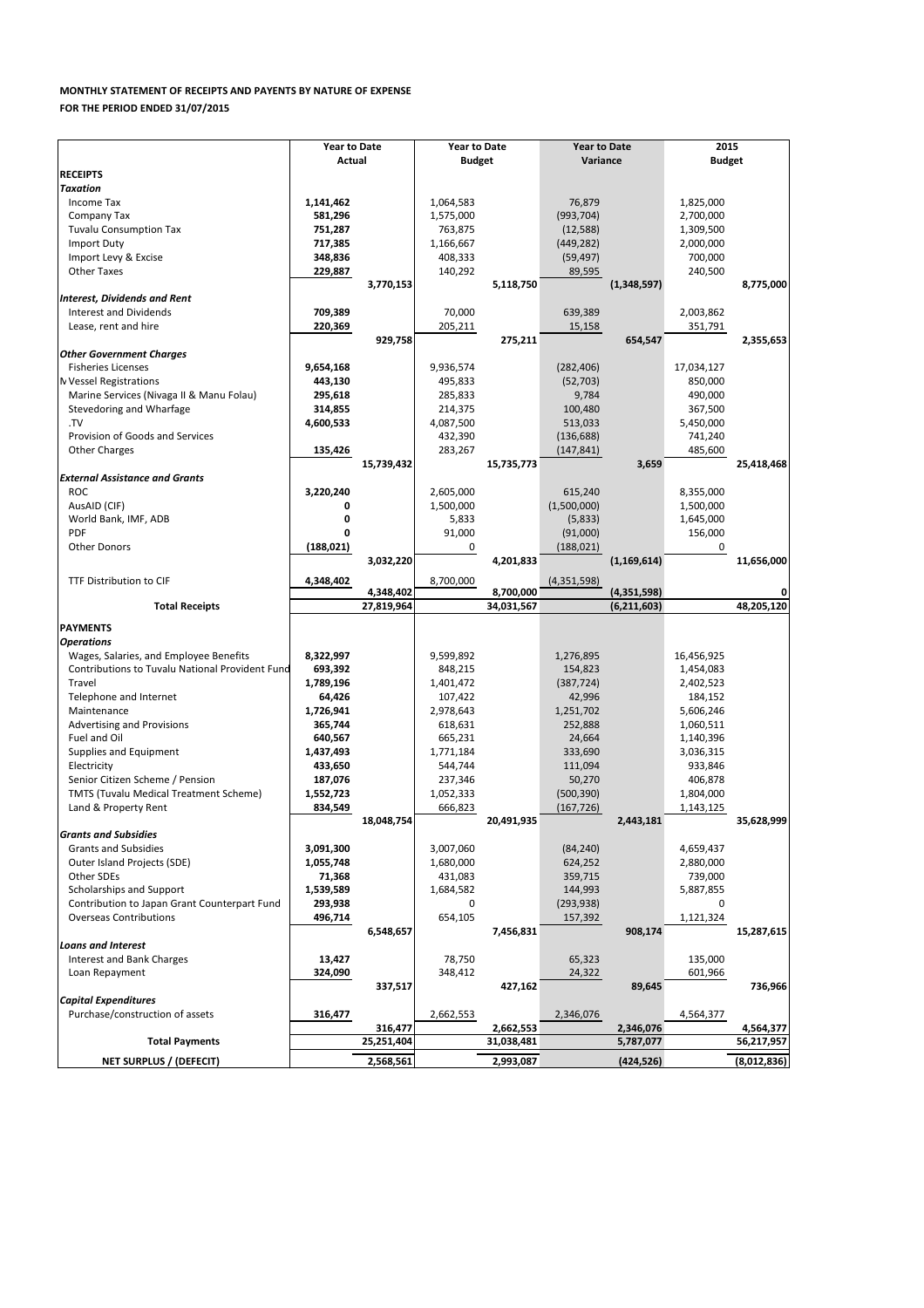**MONTHLY STATEMENT OF RECEIPTS AND PAYENTS BY NATURE OF EXPENSE**

**FOR THE PERIOD ENDED 31/07/2015**

| | Year to Date Actual | | Year to Date Budget | | Year to Date Variance | | 2015 Budget | |
|---|---|---|---|---|---|---|---|---|
| **RECEIPTS** | | | | | | | | |
| ***Taxation*** | | | | | | | | |
| Income Tax | **1,141,462** | | 1,064,583 | | 76,879 | | 1,825,000 | |
| Company Tax | **581,296** | | 1,575,000 | | (993,704) | | 2,700,000 | |
| Tuvalu Consumption Tax | **751,287** | | 763,875 | | (12,588) | | 1,309,500 | |
| Import Duty | **717,385** | | 1,166,667 | | (449,282) | | 2,000,000 | |
| Import Levy & Excise | **348,836** | | 408,333 | | (59,497) | | 700,000 | |
| Other Taxes | **229,887** | | 140,292 | | 89,595 | | 240,500 | |
| | | **3,770,153** | | **5,118,750** | | **(1,348,597)** | | **8,775,000** |
| ***Interest, Dividends and Rent*** | | | | | | | | |
| Interest and Dividends | **709,389** | | 70,000 | | 639,389 | | 2,003,862 | |
| Lease, rent and hire | **220,369** | | 205,211 | | 15,158 | | 351,791 | |
| | | **929,758** | | **275,211** | | **654,547** | | **2,355,653** |
| ***Other Government Charges*** | | | | | | | | |
| Fisheries Licenses | **9,654,168** | | 9,936,574 | | (282,406) | | 17,034,127 | |
| Vessel Registrations | **443,130** | | 495,833 | | (52,703) | | 850,000 | |
| Marine Services (Nivaga II & Manu Folau) | **295,618** | | 285,833 | | 9,784 | | 490,000 | |
| Stevedoring and Wharfage | **314,855** | | 214,375 | | 100,480 | | 367,500 | |
| .TV | **4,600,533** | | 4,087,500 | | 513,033 | | 5,450,000 | |
| Provision of Goods and Services | | | 432,390 | | (136,688) | | 741,240 | |
| Other Charges | **135,426** | | 283,267 | | (147,841) | | 485,600 | |
| | | **15,739,432** | | **15,735,773** | | **3,659** | | **25,418,468** |
| ***External Assistance and Grants*** | | | | | | | | |
| ROC | **3,220,240** | | 2,605,000 | | 615,240 | | 8,355,000 | |
| AusAID (CIF) | **0** | | 1,500,000 | | (1,500,000) | | 1,500,000 | |
| World Bank, IMF, ADB | **0** | | 5,833 | | (5,833) | | 1,645,000 | |
| PDF | **0** | | 91,000 | | (91,000) | | 156,000 | |
| Other Donors | **(188,021)** | | 0 | | (188,021) | | 0 | |
| | | **3,032,220** | | **4,201,833** | | **(1,169,614)** | | **11,656,000** |
| TTF Distribution to CIF | **4,348,402** | | 8,700,000 | | (4,351,598) | | | |
| | | **4,348,402** | | **8,700,000** | | **(4,351,598)** | | **0** |
| **Total Receipts** | | **27,819,964** | | **34,031,567** | | **(6,211,603)** | | **48,205,120** |
| **PAYMENTS** | | | | | | | | |
| ***Operations*** | | | | | | | | |
| Wages, Salaries, and Employee Benefits | **8,322,997** | | 9,599,892 | | 1,276,895 | | 16,456,925 | |
| Contributions to Tuvalu National Provident Fund | **693,392** | | 848,215 | | 154,823 | | 1,454,083 | |
| Travel | **1,789,196** | | 1,401,472 | | (387,724) | | 2,402,523 | |
| Telephone and Internet | **64,426** | | 107,422 | | 42,996 | | 184,152 | |
| Maintenance | **1,726,941** | | 2,978,643 | | 1,251,702 | | 5,606,246 | |
| Advertising and Provisions | **365,744** | | 618,631 | | 252,888 | | 1,060,511 | |
| Fuel and Oil | **640,567** | | 665,231 | | 24,664 | | 1,140,396 | |
| Supplies and Equipment | **1,437,493** | | 1,771,184 | | 333,690 | | 3,036,315 | |
| Electricity | **433,650** | | 544,744 | | 111,094 | | 933,846 | |
| Senior Citizen Scheme / Pension | **187,076** | | 237,346 | | 50,270 | | 406,878 | |
| TMTS (Tuvalu Medical Treatment Scheme) | **1,552,723** | | 1,052,333 | | (500,390) | | 1,804,000 | |
| Land & Property Rent | **834,549** | | 666,823 | | (167,726) | | 1,143,125 | |
| | | **18,048,754** | | **20,491,935** | | **2,443,181** | | **35,628,999** |
| ***Grants and Subsidies*** | | | | | | | | |
| Grants and Subsidies | **3,091,300** | | 3,007,060 | | (84,240) | | 4,659,437 | |
| Outer Island Projects (SDE) | **1,055,748** | | 1,680,000 | | 624,252 | | 2,880,000 | |
| Other SDEs | **71,368** | | 431,083 | | 359,715 | | 739,000 | |
| Scholarships and Support | **1,539,589** | | 1,684,582 | | 144,993 | | 5,887,855 | |
| Contribution to Japan Grant Counterpart Fund | **293,938** | | 0 | | (293,938) | | 0 | |
| Overseas Contributions | **496,714** | | 654,105 | | 157,392 | | 1,121,324 | |
| | | **6,548,657** | | **7,456,831** | | **908,174** | | **15,287,615** |
| ***Loans and Interest*** | | | | | | | | |
| Interest and Bank Charges | **13,427** | | 78,750 | | 65,323 | | 135,000 | |
| Loan Repayment | **324,090** | | 348,412 | | 24,322 | | 601,966 | |
| | | **337,517** | | **427,162** | | **89,645** | | **736,966** |
| ***Capital Expenditures*** | | | | | | | | |
| Purchase/construction of assets | **316,477** | | 2,662,553 | | 2,346,076 | | 4,564,377 | |
| | | **316,477** | | **2,662,553** | | **2,346,076** | | **4,564,377** |
| **Total Payments** | | **25,251,404** | | **31,038,481** | | **5,787,077** | | **56,217,957** |
| **NET SURPLUS / (DEFECIT)** | | **2,568,561** | | **2,993,087** | | **(424,526)** | | **(8,012,836)** |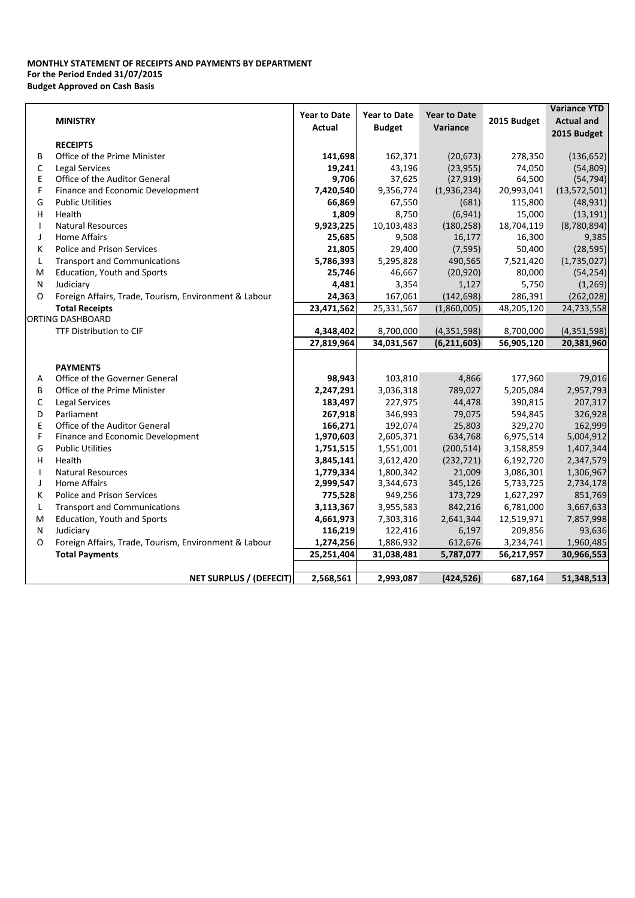**MONTHLY STATEMENT OF RECEIPTS AND PAYMENTS BY DEPARTMENT**
**For the Period Ended 31/07/2015**
**Budget Approved on Cash Basis**

| | MINISTRY | Year to Date Actual | Year to Date Budget | Year to Date Variance | 2015 Budget | Variance YTD Actual and 2015 Budget |
|---|---|---|---|---|---|---|
| | **RECEIPTS** | | | | | |
| B | Office of the Prime Minister | **141,698** | 162,371 | (20,673) | 278,350 | (136,652) |
| C | Legal Services | **19,241** | 43,196 | (23,955) | 74,050 | (54,809) |
| E | Office of the Auditor General | **9,706** | 37,625 | (27,919) | 64,500 | (54,794) |
| F | Finance and Economic Development | **7,420,540** | 9,356,774 | (1,936,234) | 20,993,041 | (13,572,501) |
| G | Public Utilities | **66,869** | 67,550 | (681) | 115,800 | (48,931) |
| H | Health | **1,809** | 8,750 | (6,941) | 15,000 | (13,191) |
| I | Natural Resources | **9,923,225** | 10,103,483 | (180,258) | 18,704,119 | (8,780,894) |
| J | Home Affairs | **25,685** | 9,508 | 16,177 | 16,300 | 9,385 |
| K | Police and Prison Services | **21,805** | 29,400 | (7,595) | 50,400 | (28,595) |
| L | Transport and Communications | **5,786,393** | 5,295,828 | 490,565 | 7,521,420 | (1,735,027) |
| M | Education, Youth and Sports | **25,746** | 46,667 | (20,920) | 80,000 | (54,254) |
| N | Judiciary | **4,481** | 3,354 | 1,127 | 5,750 | (1,269) |
| O | Foreign Affairs, Trade, Tourism, Environment & Labour | **24,363** | 167,061 | (142,698) | 286,391 | (262,028) |
| | **Total Receipts** | **23,471,562** | 25,331,567 | (1,860,005) | 48,205,120 | 24,733,558 |
| | ORTING DASHBOARD | | | | | |
| | TTF Distribution to CIF | **4,348,402** | 8,700,000 | (4,351,598) | 8,700,000 | (4,351,598) |
| | | **27,819,964** | **34,031,567** | **(6,211,603)** | **56,905,120** | **20,381,960** |
| | **PAYMENTS** | | | | | |
| A | Office of the Governer General | **98,943** | 103,810 | 4,866 | 177,960 | 79,016 |
| B | Office of the Prime Minister | **2,247,291** | 3,036,318 | 789,027 | 5,205,084 | 2,957,793 |
| C | Legal Services | **183,497** | 227,975 | 44,478 | 390,815 | 207,317 |
| D | Parliament | **267,918** | 346,993 | 79,075 | 594,845 | 326,928 |
| E | Office of the Auditor General | **166,271** | 192,074 | 25,803 | 329,270 | 162,999 |
| F | Finance and Economic Development | **1,970,603** | 2,605,371 | 634,768 | 6,975,514 | 5,004,912 |
| G | Public Utilities | **1,751,515** | 1,551,001 | (200,514) | 3,158,859 | 1,407,344 |
| H | Health | **3,845,141** | 3,612,420 | (232,721) | 6,192,720 | 2,347,579 |
| I | Natural Resources | **1,779,334** | 1,800,342 | 21,009 | 3,086,301 | 1,306,967 |
| J | Home Affairs | **2,999,547** | 3,344,673 | 345,126 | 5,733,725 | 2,734,178 |
| K | Police and Prison Services | **775,528** | 949,256 | 173,729 | 1,627,297 | 851,769 |
| L | Transport and Communications | **3,113,367** | 3,955,583 | 842,216 | 6,781,000 | 3,667,633 |
| M | Education, Youth and Sports | **4,661,973** | 7,303,316 | 2,641,344 | 12,519,971 | 7,857,998 |
| N | Judiciary | **116,219** | 122,416 | 6,197 | 209,856 | 93,636 |
| O | Foreign Affairs, Trade, Tourism, Environment & Labour | **1,274,256** | 1,886,932 | 612,676 | 3,234,741 | 1,960,485 |
| | **Total Payments** | **25,251,404** | 31,038,481 | 5,787,077 | 56,217,957 | 30,966,553 |
| | **NET SURPLUS / (DEFECIT)** | **2,568,561** | **2,993,087** | **(424,526)** | **687,164** | **51,348,513** |